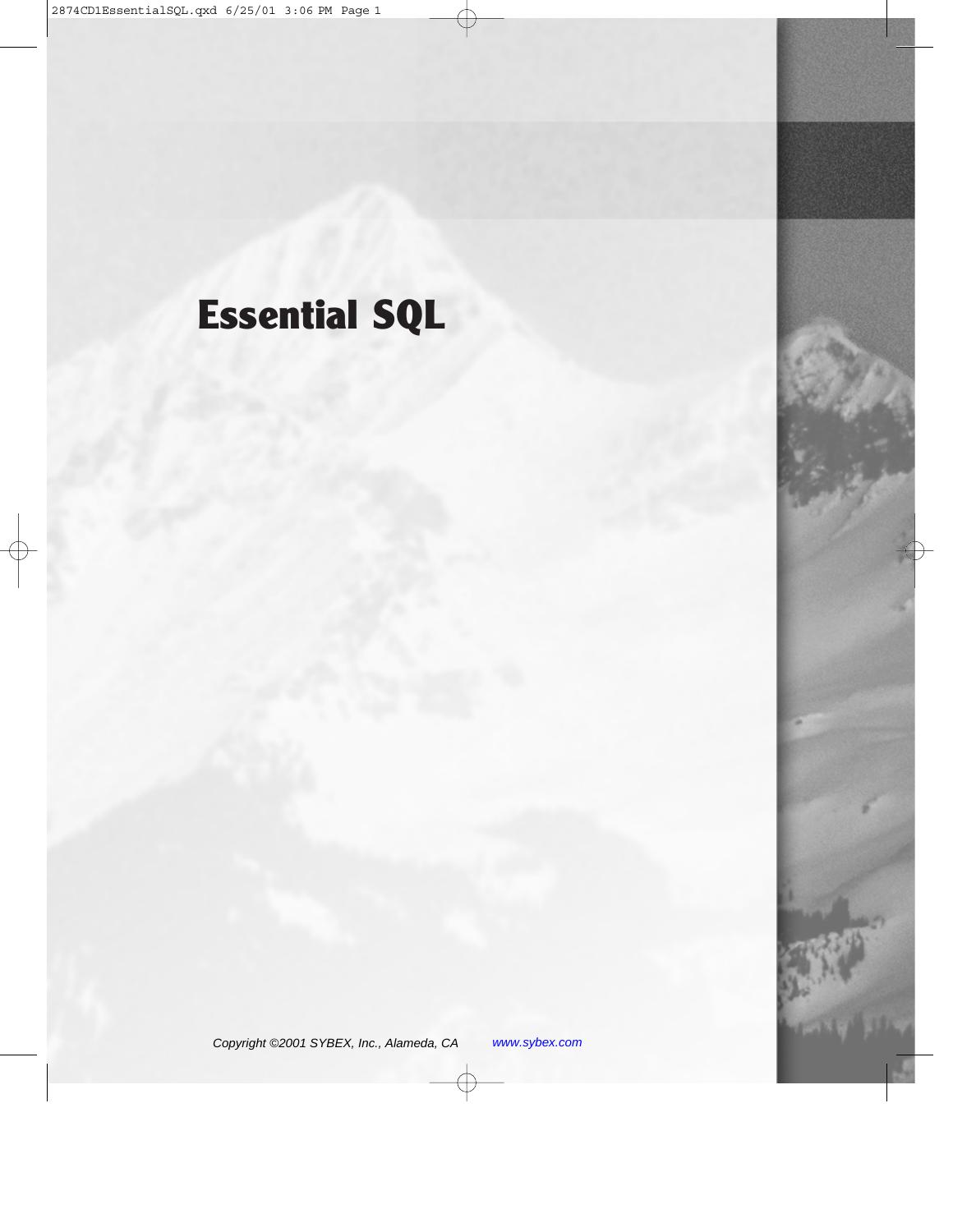# Essential SQL

*Copyright ©2001 SYBEX, Inc., Alameda, CA* www.sybex.com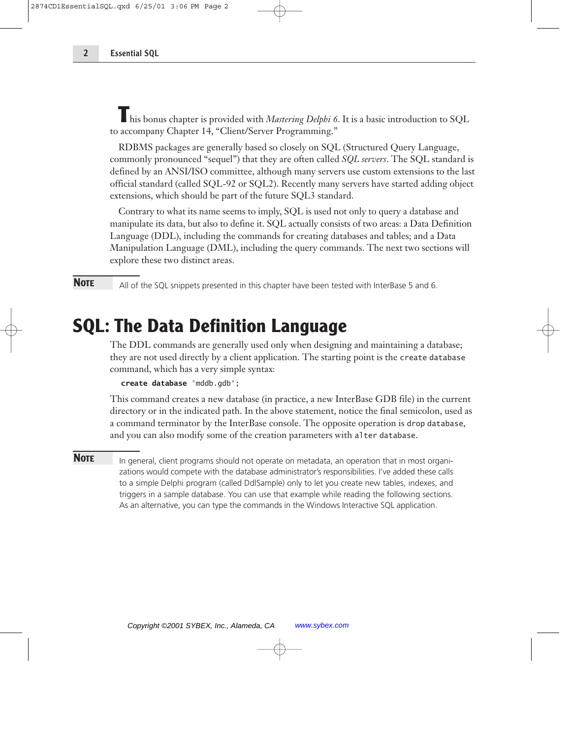This bonus chapter is provided with *Mastering Delphi 6*. It is a basic introduction to SQL to accompany Chapter 14, "Client/Server Programming."

RDBMS packages are generally based so closely on SQL (Structured Query Language, commonly pronounced "sequel") that they are often called *SQL servers*. The SQL standard is defined by an ANSI/ISO committee, although many servers use custom extensions to the last official standard (called SQL-92 or SQL2). Recently many servers have started adding object extensions, which should be part of the future SQL3 standard.

Contrary to what its name seems to imply, SQL is used not only to query a database and manipulate its data, but also to define it. SQL actually consists of two areas: a Data Definition Language (DDL), including the commands for creating databases and tables; and a Data Manipulation Language (DML), including the query commands. The next two sections will explore these two distinct areas.

**NOTE** All of the SQL snippets presented in this chapter have been tested with InterBase 5 and 6.

# SQL: The Data Definition Language

The DDL commands are generally used only when designing and maintaining a database; they are not used directly by a client application. The starting point is the `create database` command, which has a very simple syntax:

```
create database "mddb.gdb";
```

This command creates a new database (in practice, a new InterBase GDB file) in the current directory or in the indicated path. In the above statement, notice the final semicolon, used as a command terminator by the InterBase console. The opposite operation is `drop database`, and you can also modify some of the creation parameters with `alter database`.

**NOTE** In general, client programs should not operate on metadata, an operation that in most organizations would compete with the database administrator's responsibilities. I've added these calls to a simple Delphi program (called DdlSample) only to let you create new tables, indexes, and triggers in a sample database. You can use that example while reading the following sections. As an alternative, you can type the commands in the Windows Interactive SQL application.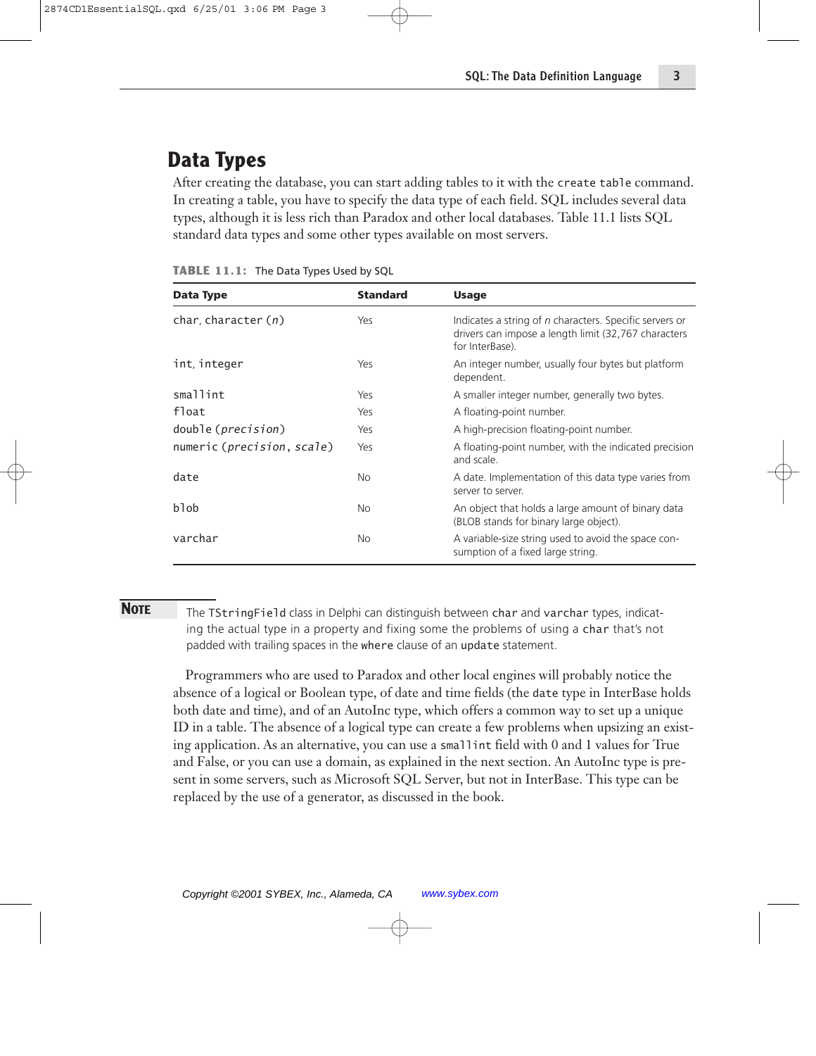## Data Types

After creating the database, you can start adding tables to it with the `create table` command. In creating a table, you have to specify the data type of each field. SQL includes several data types, although it is less rich than Paradox and other local databases. Table 11.1 lists SQL standard data types and some other types available on most servers.

**TABLE 11.1:** The Data Types Used by SQL

| Data Type | Standard | Usage |
|---|---|---|
| `char`, `character (`*`n`*`)` | Yes | Indicates a string of *n* characters. Specific servers or drivers can impose a length limit (32,767 characters for InterBase). |
| `int`, `integer` | Yes | An integer number, usually four bytes but platform dependent. |
| `smallint` | Yes | A smaller integer number, generally two bytes. |
| `float` | Yes | A floating-point number. |
| `double (`*`precision`*`)` | Yes | A high-precision floating-point number. |
| `numeric (`*`precision, scale`*`)` | Yes | A floating-point number, with the indicated precision and scale. |
| `date` | No | A date. Implementation of this data type varies from server to server. |
| `blob` | No | An object that holds a large amount of binary data (BLOB stands for binary large object). |
| `varchar` | No | A variable-size string used to avoid the space consumption of a fixed large string. |

**NOTE** The `TStringField` class in Delphi can distinguish between `char` and `varchar` types, indicating the actual type in a property and fixing some the problems of using a `char` that's not padded with trailing spaces in the `where` clause of an `update` statement.

Programmers who are used to Paradox and other local engines will probably notice the absence of a logical or Boolean type, of date and time fields (the `date` type in InterBase holds both date and time), and of an AutoInc type, which offers a common way to set up a unique ID in a table. The absence of a logical type can create a few problems when upsizing an existing application. As an alternative, you can use a `smallint` field with 0 and 1 values for True and False, or you can use a domain, as explained in the next section. An AutoInc type is present in some servers, such as Microsoft SQL Server, but not in InterBase. This type can be replaced by the use of a generator, as discussed in the book.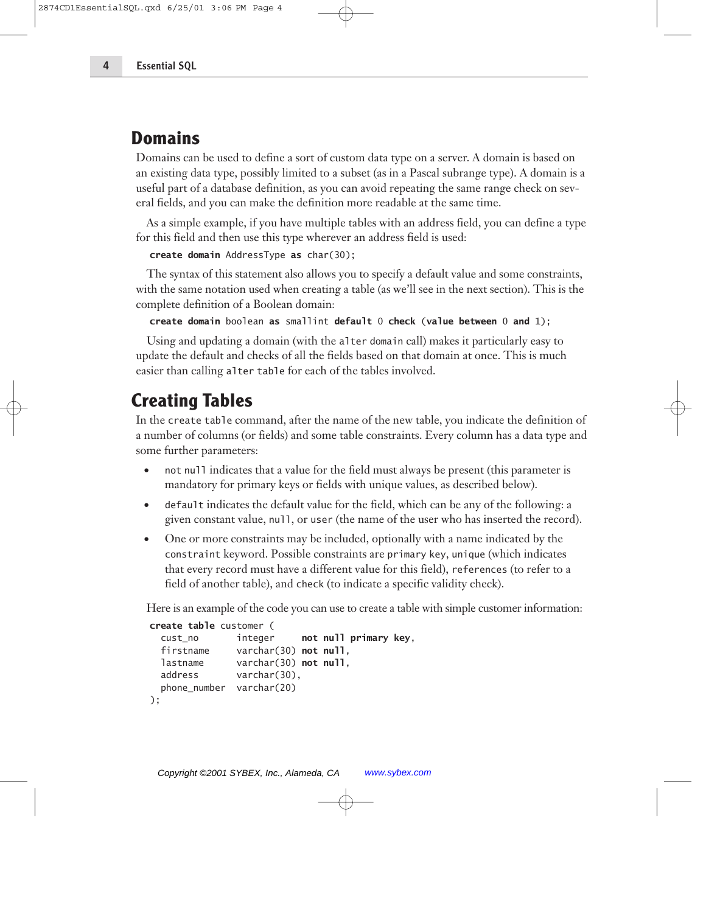## Domains

Domains can be used to define a sort of custom data type on a server. A domain is based on an existing data type, possibly limited to a subset (as in a Pascal subrange type). A domain is a useful part of a database definition, as you can avoid repeating the same range check on several fields, and you can make the definition more readable at the same time.

As a simple example, if you have multiple tables with an address field, you can define a type for this field and then use this type wherever an address field is used:

```
create domain AddressType as char(30);
```

The syntax of this statement also allows you to specify a default value and some constraints, with the same notation used when creating a table (as we'll see in the next section). This is the complete definition of a Boolean domain:

```
create domain boolean as smallint default 0 check (value between 0 and 1);
```

Using and updating a domain (with the `alter domain` call) makes it particularly easy to update the default and checks of all the fields based on that domain at once. This is much easier than calling `alter table` for each of the tables involved.

## Creating Tables

In the `create table` command, after the name of the new table, you indicate the definition of a number of columns (or fields) and some table constraints. Every column has a data type and some further parameters:

- `not null` indicates that a value for the field must always be present (this parameter is mandatory for primary keys or fields with unique values, as described below).
- `default` indicates the default value for the field, which can be any of the following: a given constant value, `null`, or `user` (the name of the user who has inserted the record).
- One or more constraints may be included, optionally with a name indicated by the `constraint` keyword. Possible constraints are `primary key`, `unique` (which indicates that every record must have a different value for this field), `references` (to refer to a field of another table), and `check` (to indicate a specific validity check).

Here is an example of the code you can use to create a table with simple customer information:

```
create table customer (
  cust_no      integer     not null primary key,
  firstname    varchar(30) not null,
  lastname     varchar(30) not null,
  address      varchar(30),
  phone_number varchar(20)
);
```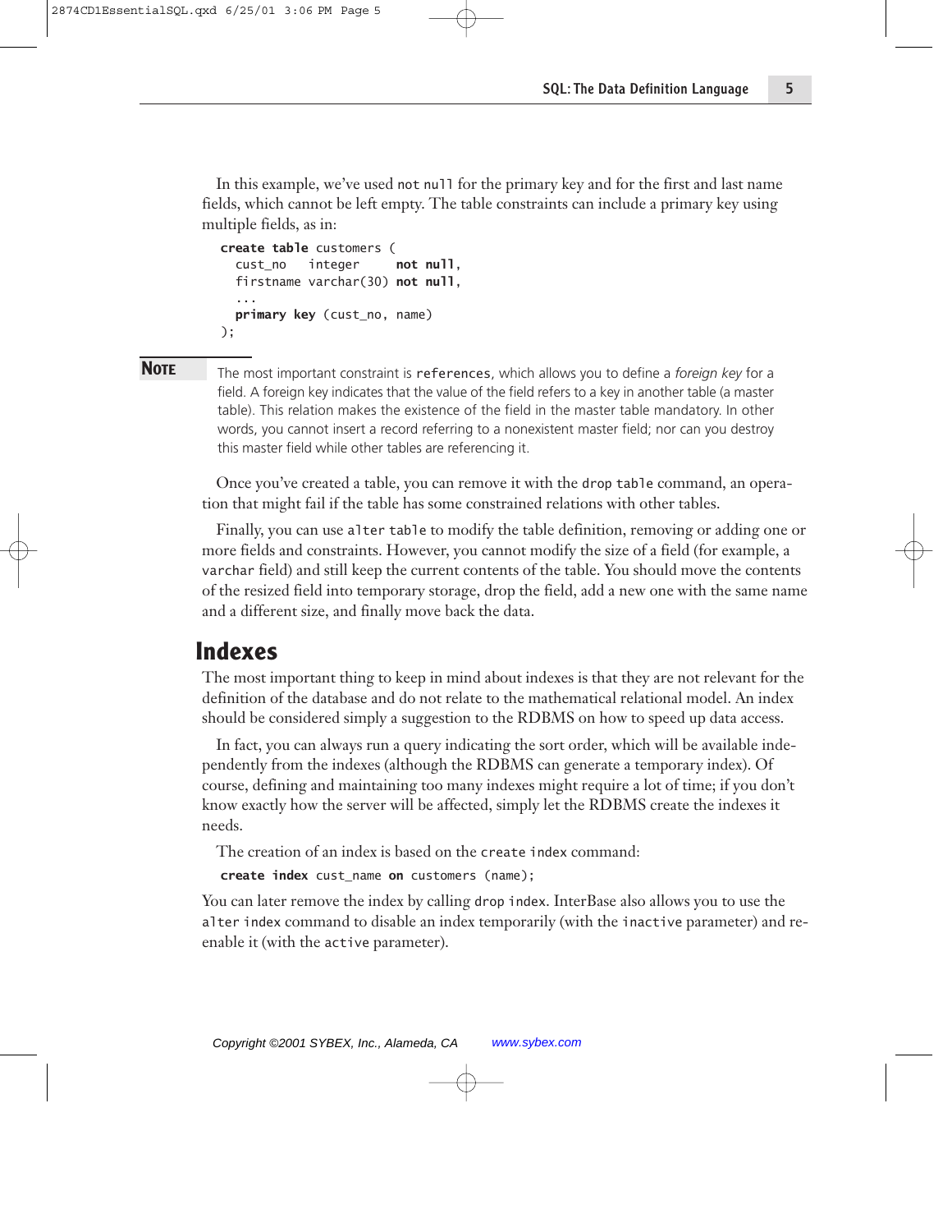In this example, we've used `not null` for the primary key and for the first and last name fields, which cannot be left empty. The table constraints can include a primary key using multiple fields, as in:

```
create table customers (
  cust_no   integer     not null,
  firstname varchar(30) not null,
  ...
  primary key (cust_no, name)
);
```

**NOTE** The most important constraint is `references`, which allows you to define a *foreign key* for a field. A foreign key indicates that the value of the field refers to a key in another table (a master table). This relation makes the existence of the field in the master table mandatory. In other words, you cannot insert a record referring to a nonexistent master field; nor can you destroy this master field while other tables are referencing it.

Once you've created a table, you can remove it with the `drop table` command, an operation that might fail if the table has some constrained relations with other tables.

Finally, you can use `alter table` to modify the table definition, removing or adding one or more fields and constraints. However, you cannot modify the size of a field (for example, a `varchar` field) and still keep the current contents of the table. You should move the contents of the resized field into temporary storage, drop the field, add a new one with the same name and a different size, and finally move back the data.

## Indexes

The most important thing to keep in mind about indexes is that they are not relevant for the definition of the database and do not relate to the mathematical relational model. An index should be considered simply a suggestion to the RDBMS on how to speed up data access.

In fact, you can always run a query indicating the sort order, which will be available independently from the indexes (although the RDBMS can generate a temporary index). Of course, defining and maintaining too many indexes might require a lot of time; if you don't know exactly how the server will be affected, simply let the RDBMS create the indexes it needs.

The creation of an index is based on the `create index` command:

```
create index cust_name on customers (name);
```

You can later remove the index by calling `drop index`. InterBase also allows you to use the `alter index` command to disable an index temporarily (with the `inactive` parameter) and re-enable it (with the `active` parameter).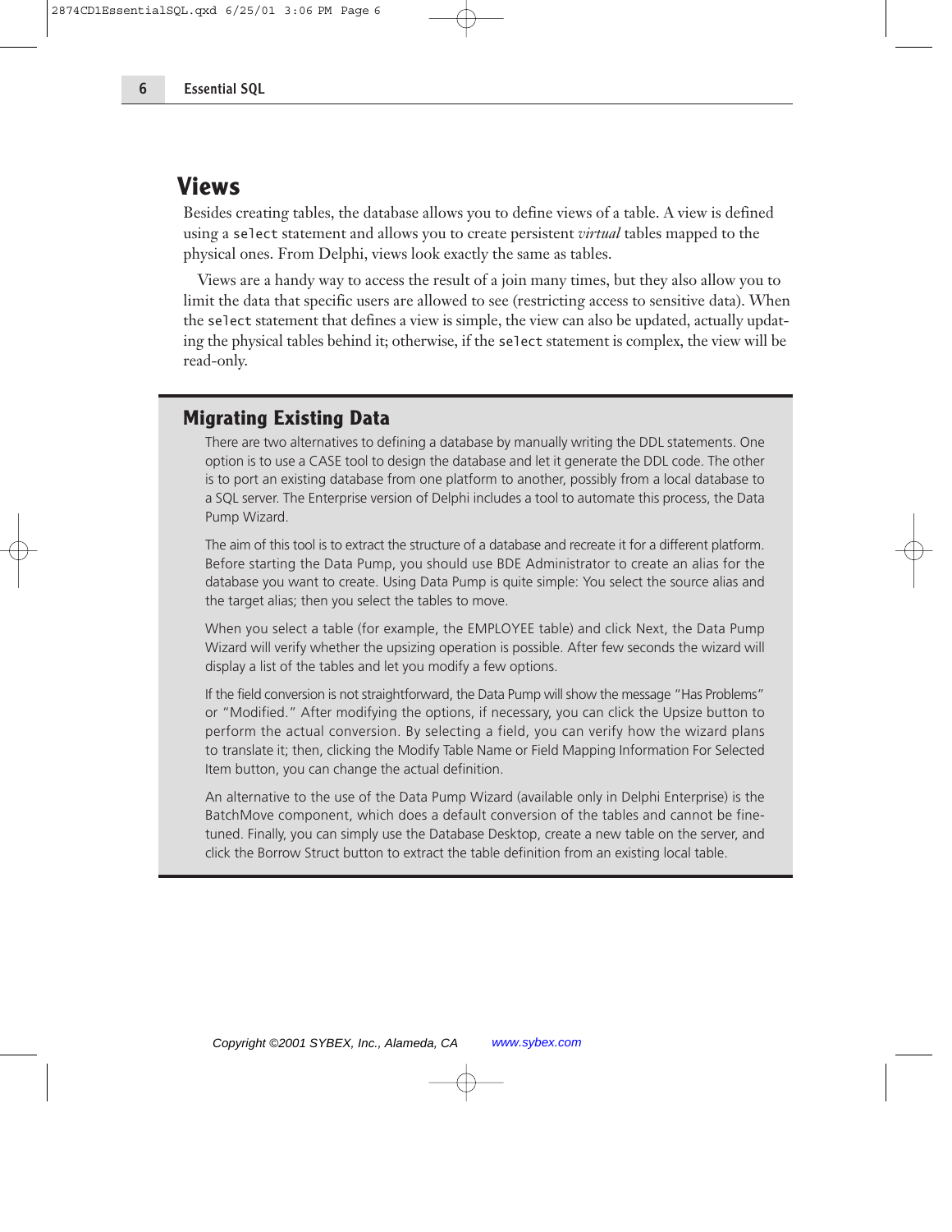## Views

Besides creating tables, the database allows you to define views of a table. A view is defined using a `select` statement and allows you to create persistent *virtual* tables mapped to the physical ones. From Delphi, views look exactly the same as tables.

Views are a handy way to access the result of a join many times, but they also allow you to limit the data that specific users are allowed to see (restricting access to sensitive data). When the `select` statement that defines a view is simple, the view can also be updated, actually updating the physical tables behind it; otherwise, if the `select` statement is complex, the view will be read-only.

### Migrating Existing Data

There are two alternatives to defining a database by manually writing the DDL statements. One option is to use a CASE tool to design the database and let it generate the DDL code. The other is to port an existing database from one platform to another, possibly from a local database to a SQL server. The Enterprise version of Delphi includes a tool to automate this process, the Data Pump Wizard.

The aim of this tool is to extract the structure of a database and recreate it for a different platform. Before starting the Data Pump, you should use BDE Administrator to create an alias for the database you want to create. Using Data Pump is quite simple: You select the source alias and the target alias; then you select the tables to move.

When you select a table (for example, the EMPLOYEE table) and click Next, the Data Pump Wizard will verify whether the upsizing operation is possible. After few seconds the wizard will display a list of the tables and let you modify a few options.

If the field conversion is not straightforward, the Data Pump will show the message "Has Problems" or "Modified." After modifying the options, if necessary, you can click the Upsize button to perform the actual conversion. By selecting a field, you can verify how the wizard plans to translate it; then, clicking the Modify Table Name or Field Mapping Information For Selected Item button, you can change the actual definition.

An alternative to the use of the Data Pump Wizard (available only in Delphi Enterprise) is the BatchMove component, which does a default conversion of the tables and cannot be fine-tuned. Finally, you can simply use the Database Desktop, create a new table on the server, and click the Borrow Struct button to extract the table definition from an existing local table.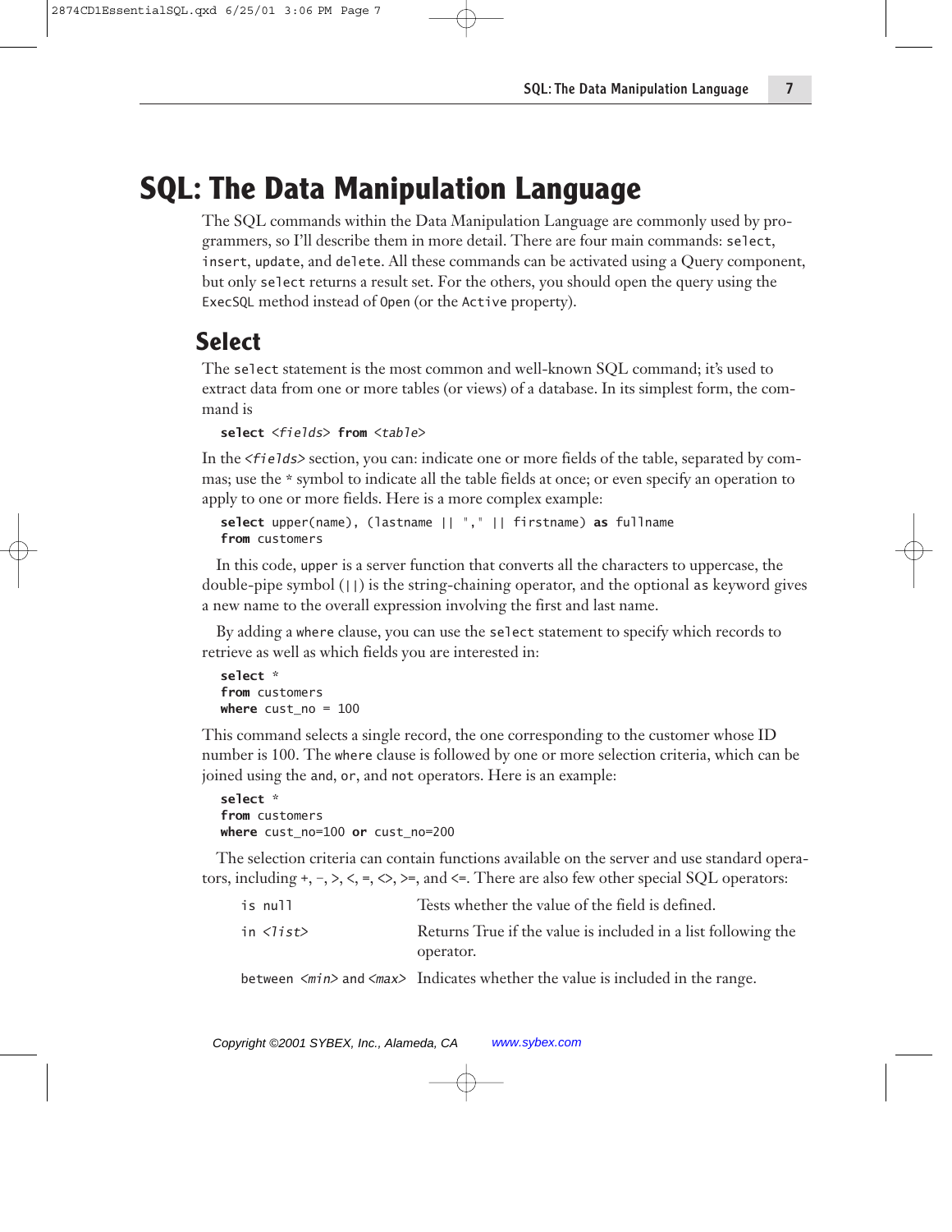# SQL: The Data Manipulation Language

The SQL commands within the Data Manipulation Language are commonly used by programmers, so I'll describe them in more detail. There are four main commands: `select`, `insert`, `update`, and `delete`. All these commands can be activated using a Query component, but only `select` returns a result set. For the others, you should open the query using the `ExecSQL` method instead of `Open` (or the `Active` property).

## Select

The `select` statement is the most common and well-known SQL command; it's used to extract data from one or more tables (or views) of a database. In its simplest form, the command is

```
select <fields> from <table>
```

In the `<fields>` section, you can: indicate one or more fields of the table, separated by commas; use the * symbol to indicate all the table fields at once; or even specify an operation to apply to one or more fields. Here is a more complex example:

```
select upper(name), (lastname || "," || firstname) as fullname
from customers
```

In this code, `upper` is a server function that converts all the characters to uppercase, the double-pipe symbol (`||`) is the string-chaining operator, and the optional `as` keyword gives a new name to the overall expression involving the first and last name.

By adding a `where` clause, you can use the `select` statement to specify which records to retrieve as well as which fields you are interested in:

```
select *
from customers
where cust_no = 100
```

This command selects a single record, the one corresponding to the customer whose ID number is 100. The `where` clause is followed by one or more selection criteria, which can be joined using the `and`, `or`, and `not` operators. Here is an example:

```
select *
from customers
where cust_no=100 or cust_no=200
```

The selection criteria can contain functions available on the server and use standard operators, including +, –, >, <, =, <>, >=, and <=. There are also few other special SQL operators:

| | |
|---|---|
| `is null` | Tests whether the value of the field is defined. |
| `in <list>` | Returns True if the value is included in a list following the operator. |
| `between <min> and <max>` | Indicates whether the value is included in the range. |

Copyright ©2001 SYBEX, Inc., Alameda, CA www.sybex.com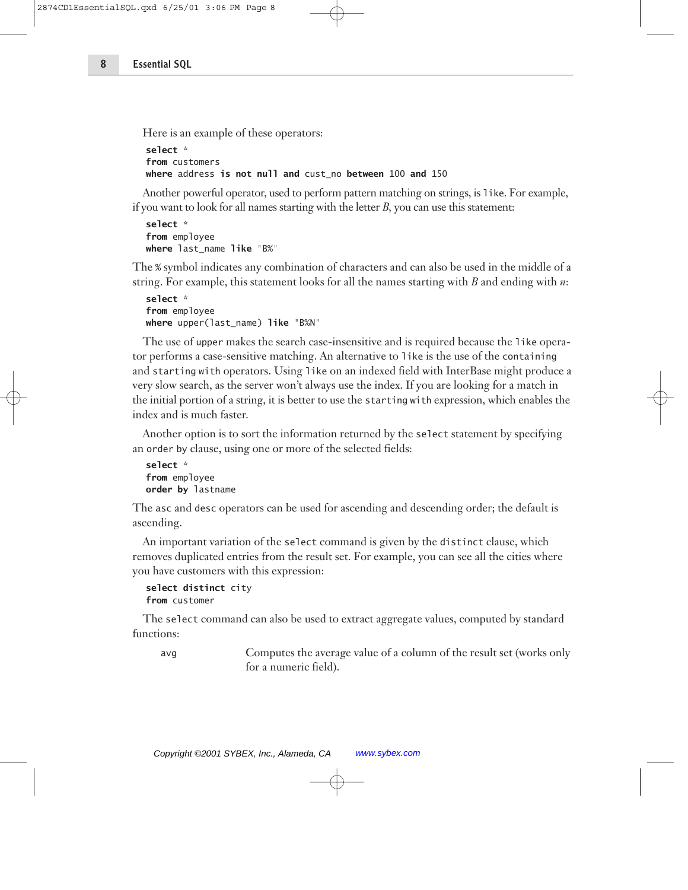Here is an example of these operators:

```
select *
from customers
where address is not null and cust_no between 100 and 150
```

Another powerful operator, used to perform pattern matching on strings, is `like`. For example, if you want to look for all names starting with the letter *B*, you can use this statement:

```
select *
from employee
where last_name like "B%"
```

The `%` symbol indicates any combination of characters and can also be used in the middle of a string. For example, this statement looks for all the names starting with *B* and ending with *n*:

```
select *
from employee
where upper(last_name) like "B%N"
```

The use of `upper` makes the search case-insensitive and is required because the `like` operator performs a case-sensitive matching. An alternative to `like` is the use of the `containing` and `starting with` operators. Using `like` on an indexed field with InterBase might produce a very slow search, as the server won't always use the index. If you are looking for a match in the initial portion of a string, it is better to use the `starting with` expression, which enables the index and is much faster.

Another option is to sort the information returned by the `select` statement by specifying an `order by` clause, using one or more of the selected fields:

```
select *
from employee
order by lastname
```

The `asc` and `desc` operators can be used for ascending and descending order; the default is ascending.

An important variation of the `select` command is given by the `distinct` clause, which removes duplicated entries from the result set. For example, you can see all the cities where you have customers with this expression:

```
select distinct city
from customer
```

The `select` command can also be used to extract aggregate values, computed by standard functions:

| | |
|---|---|
| `avg` | Computes the average value of a column of the result set (works only for a numeric field). |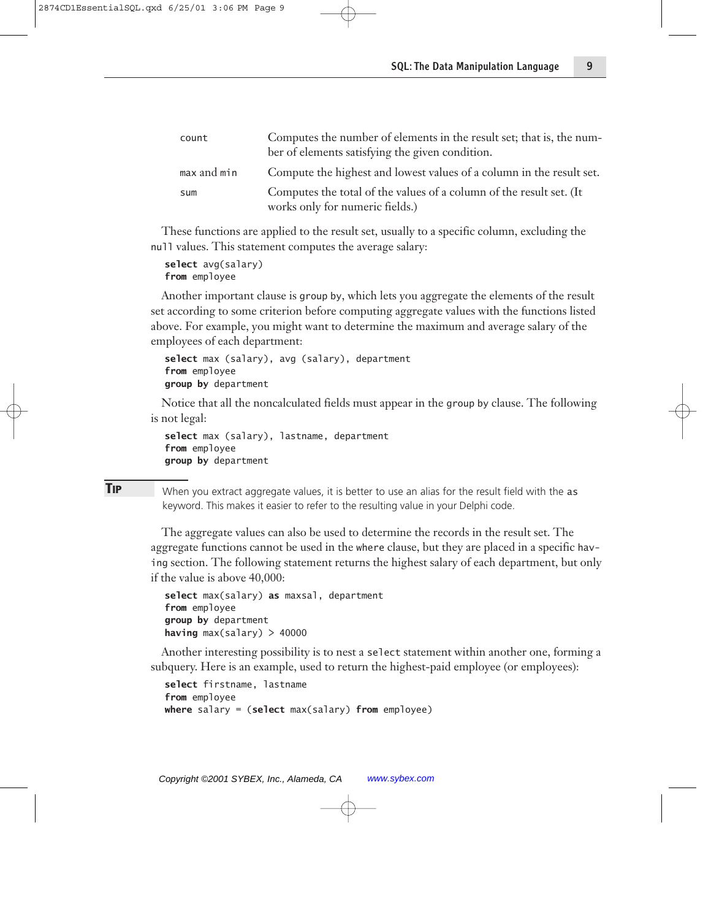| | |
|---|---|
| `count` | Computes the number of elements in the result set; that is, the number of elements satisfying the given condition. |
| `max` and `min` | Compute the highest and lowest values of a column in the result set. |
| `sum` | Computes the total of the values of a column of the result set. (It works only for numeric fields.) |

These functions are applied to the result set, usually to a specific column, excluding the `null` values. This statement computes the average salary:

```
select avg(salary)
from employee
```

Another important clause is `group by`, which lets you aggregate the elements of the result set according to some criterion before computing aggregate values with the functions listed above. For example, you might want to determine the maximum and average salary of the employees of each department:

```
select max (salary), avg (salary), department
from employee
group by department
```

Notice that all the noncalculated fields must appear in the `group by` clause. The following is not legal:

```
select max (salary), lastname, department
from employee
group by department
```

**TIP** When you extract aggregate values, it is better to use an alias for the result field with the `as` keyword. This makes it easier to refer to the resulting value in your Delphi code.

The aggregate values can also be used to determine the records in the result set. The aggregate functions cannot be used in the `where` clause, but they are placed in a specific `having` section. The following statement returns the highest salary of each department, but only if the value is above 40,000:

```
select max(salary) as maxsal, department
from employee
group by department
having max(salary) > 40000
```

Another interesting possibility is to nest a `select` statement within another one, forming a subquery. Here is an example, used to return the highest-paid employee (or employees):

```
select firstname, lastname
from employee
where salary = (select max(salary) from employee)
```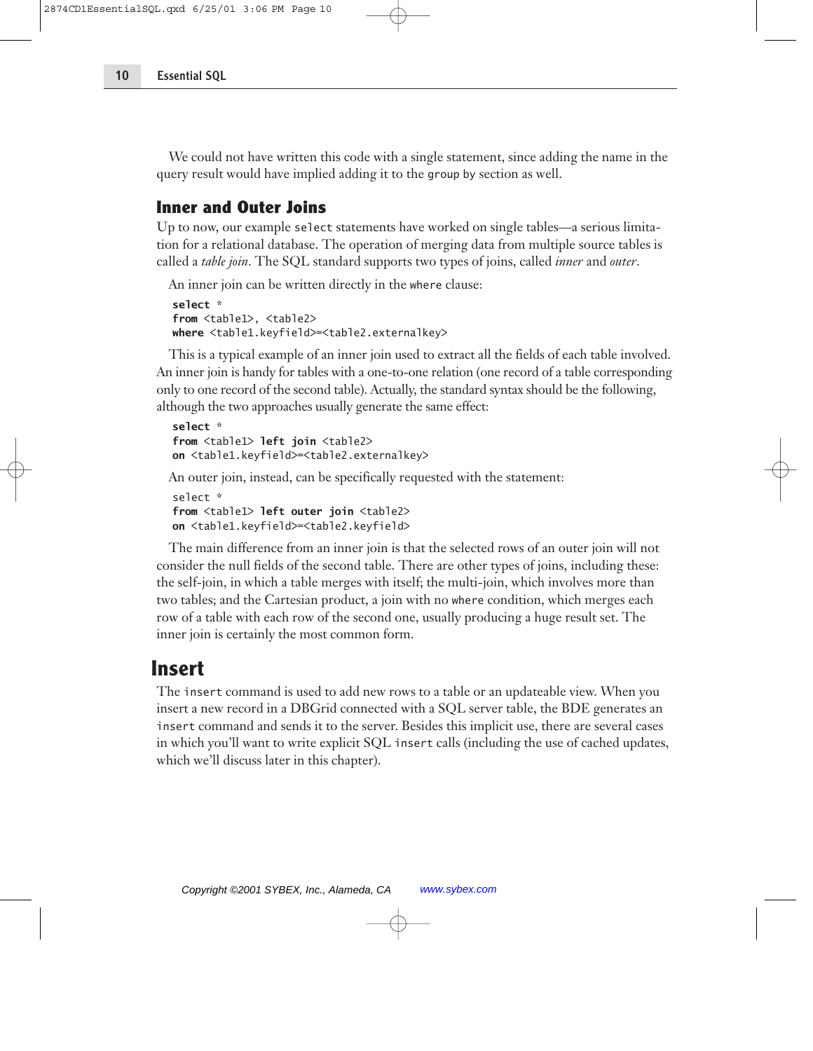We could not have written this code with a single statement, since adding the name in the query result would have implied adding it to the `group by` section as well.

## Inner and Outer Joins

Up to now, our example `select` statements have worked on single tables—a serious limitation for a relational database. The operation of merging data from multiple source tables is called a *table join*. The SQL standard supports two types of joins, called *inner* and *outer*.

An inner join can be written directly in the `where` clause:

```
select *
from <table1>, <table2>
where <table1.keyfield>=<table2.externalkey>
```

This is a typical example of an inner join used to extract all the fields of each table involved. An inner join is handy for tables with a one-to-one relation (one record of a table corresponding only to one record of the second table). Actually, the standard syntax should be the following, although the two approaches usually generate the same effect:

```
select *
from <table1> left join <table2>
on <table1.keyfield>=<table2.externalkey>
```

An outer join, instead, can be specifically requested with the statement:

```
select *
from <table1> left outer join <table2>
on <table1.keyfield>=<table2.keyfield>
```

The main difference from an inner join is that the selected rows of an outer join will not consider the null fields of the second table. There are other types of joins, including these: the self-join, in which a table merges with itself; the multi-join, which involves more than two tables; and the Cartesian product, a join with no `where` condition, which merges each row of a table with each row of the second one, usually producing a huge result set. The inner join is certainly the most common form.

# Insert

The `insert` command is used to add new rows to a table or an updateable view. When you insert a new record in a DBGrid connected with a SQL server table, the BDE generates an `insert` command and sends it to the server. Besides this implicit use, there are several cases in which you'll want to write explicit SQL `insert` calls (including the use of cached updates, which we'll discuss later in this chapter).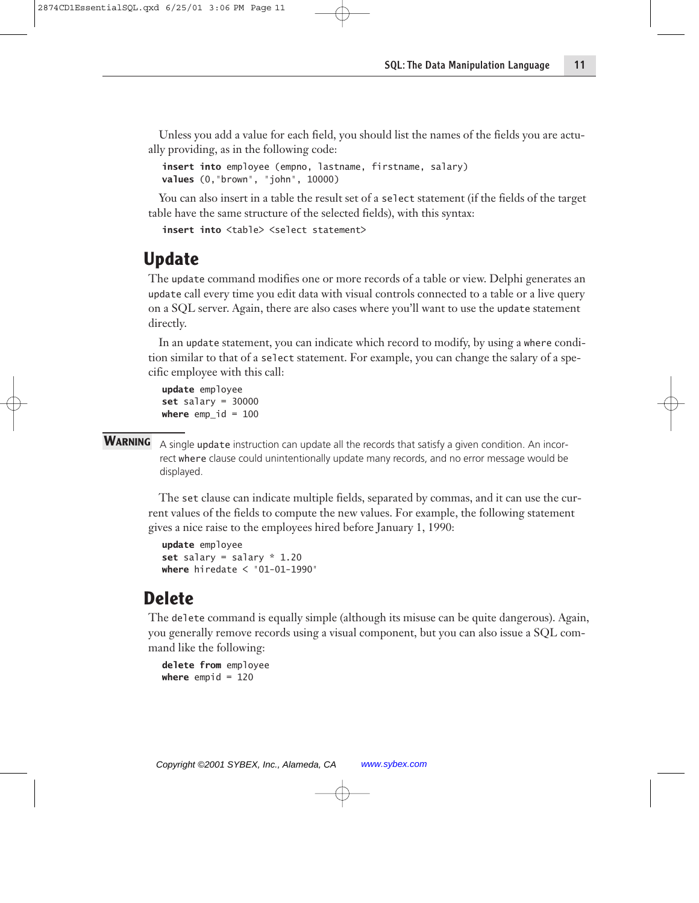Unless you add a value for each field, you should list the names of the fields you are actually providing, as in the following code:

```
insert into employee (empno, lastname, firstname, salary)
values (0,"brown", "john", 10000)
```

You can also insert in a table the result set of a `select` statement (if the fields of the target table have the same structure of the selected fields), with this syntax:

```
insert into <table> <select statement>
```

## Update

The `update` command modifies one or more records of a table or view. Delphi generates an `update` call every time you edit data with visual controls connected to a table or a live query on a SQL server. Again, there are also cases where you'll want to use the `update` statement directly.

In an `update` statement, you can indicate which record to modify, by using a `where` condition similar to that of a `select` statement. For example, you can change the salary of a specific employee with this call:

```
update employee
set salary = 30000
where emp_id = 100
```

**WARNING** A single `update` instruction can update all the records that satisfy a given condition. An incorrect `where` clause could unintentionally update many records, and no error message would be displayed.

The `set` clause can indicate multiple fields, separated by commas, and it can use the current values of the fields to compute the new values. For example, the following statement gives a nice raise to the employees hired before January 1, 1990:

```
update employee
set salary = salary * 1.20
where hiredate < "01-01-1990"
```

## Delete

The `delete` command is equally simple (although its misuse can be quite dangerous). Again, you generally remove records using a visual component, but you can also issue a SQL command like the following:

```
delete from employee
where empid = 120
```

Copyright ©2001 SYBEX, Inc., Alameda, CA www.sybex.com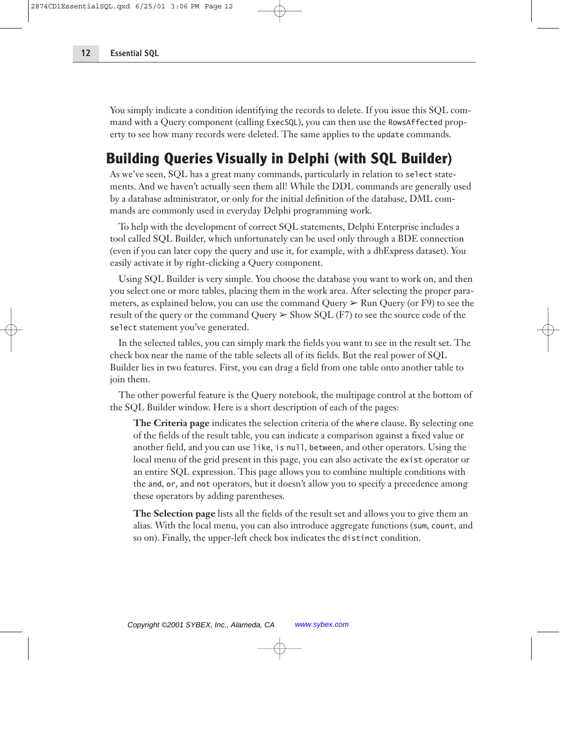You simply indicate a condition identifying the records to delete. If you issue this SQL command with a Query component (calling `ExecSQL`), you can then use the `RowsAffected` property to see how many records were deleted. The same applies to the `update` commands.

## Building Queries Visually in Delphi (with SQL Builder)

As we've seen, SQL has a great many commands, particularly in relation to `select` statements. And we haven't actually seen them all! While the DDL commands are generally used by a database administrator, or only for the initial definition of the database, DML commands are commonly used in everyday Delphi programming work.

To help with the development of correct SQL statements, Delphi Enterprise includes a tool called SQL Builder, which unfortunately can be used only through a BDE connection (even if you can later copy the query and use it, for example, with a dbExpress dataset). You easily activate it by right-clicking a Query component.

Using SQL Builder is very simple. You choose the database you want to work on, and then you select one or more tables, placing them in the work area. After selecting the proper parameters, as explained below, you can use the command Query ➢ Run Query (or F9) to see the result of the query or the command Query ➢ Show SQL (F7) to see the source code of the `select` statement you've generated.

In the selected tables, you can simply mark the fields you want to see in the result set. The check box near the name of the table selects all of its fields. But the real power of SQL Builder lies in two features. First, you can drag a field from one table onto another table to join them.

The other powerful feature is the Query notebook, the multipage control at the bottom of the SQL Builder window. Here is a short description of each of the pages:

**The Criteria page** indicates the selection criteria of the `where` clause. By selecting one of the fields of the result table, you can indicate a comparison against a fixed value or another field, and you can use `like`, `is null`, `between`, and other operators. Using the local menu of the grid present in this page, you can also activate the `exist` operator or an entire SQL expression. This page allows you to combine multiple conditions with the `and`, `or`, and `not` operators, but it doesn't allow you to specify a precedence among these operators by adding parentheses.

**The Selection page** lists all the fields of the result set and allows you to give them an alias. With the local menu, you can also introduce aggregate functions (`sum`, `count`, and so on). Finally, the upper-left check box indicates the `distinct` condition.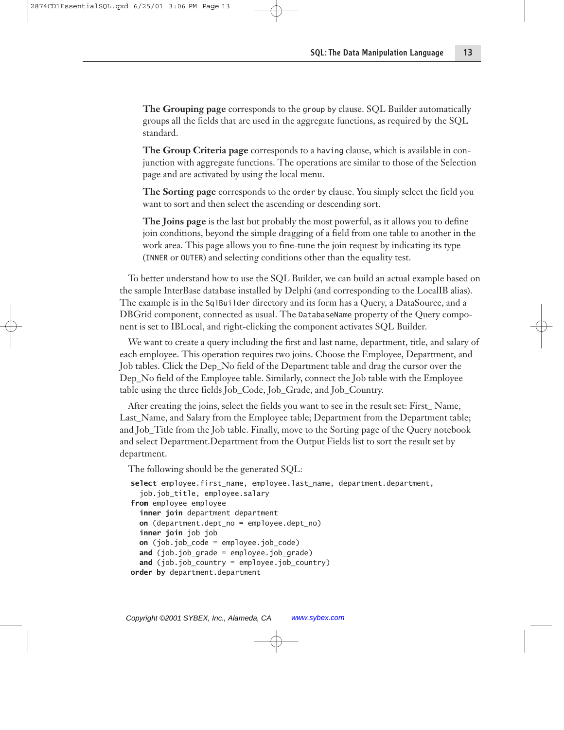**The Grouping page** corresponds to the `group by` clause. SQL Builder automatically groups all the fields that are used in the aggregate functions, as required by the SQL standard.

**The Group Criteria page** corresponds to a `having` clause, which is available in conjunction with aggregate functions. The operations are similar to those of the Selection page and are activated by using the local menu.

**The Sorting page** corresponds to the `order by` clause. You simply select the field you want to sort and then select the ascending or descending sort.

**The Joins page** is the last but probably the most powerful, as it allows you to define join conditions, beyond the simple dragging of a field from one table to another in the work area. This page allows you to fine-tune the join request by indicating its type (`INNER` or `OUTER`) and selecting conditions other than the equality test.

To better understand how to use the SQL Builder, we can build an actual example based on the sample InterBase database installed by Delphi (and corresponding to the LocalIB alias). The example is in the `SqlBuilder` directory and its form has a Query, a DataSource, and a DBGrid component, connected as usual. The `DatabaseName` property of the Query component is set to IBLocal, and right-clicking the component activates SQL Builder.

We want to create a query including the first and last name, department, title, and salary of each employee. This operation requires two joins. Choose the Employee, Department, and Job tables. Click the Dep_No field of the Department table and drag the cursor over the Dep_No field of the Employee table. Similarly, connect the Job table with the Employee table using the three fields Job_Code, Job_Grade, and Job_Country.

After creating the joins, select the fields you want to see in the result set: First_ Name, Last_Name, and Salary from the Employee table; Department from the Department table; and Job_Title from the Job table. Finally, move to the Sorting page of the Query notebook and select Department.Department from the Output Fields list to sort the result set by department.

The following should be the generated SQL:

```
select employee.first_name, employee.last_name, department.department,
  job.job_title, employee.salary
from employee employee
  inner join department department
  on (department.dept_no = employee.dept_no)
  inner join job job
  on (job.job_code = employee.job_code)
  and (job.job_grade = employee.job_grade)
  and (job.job_country = employee.job_country)
order by department.department
```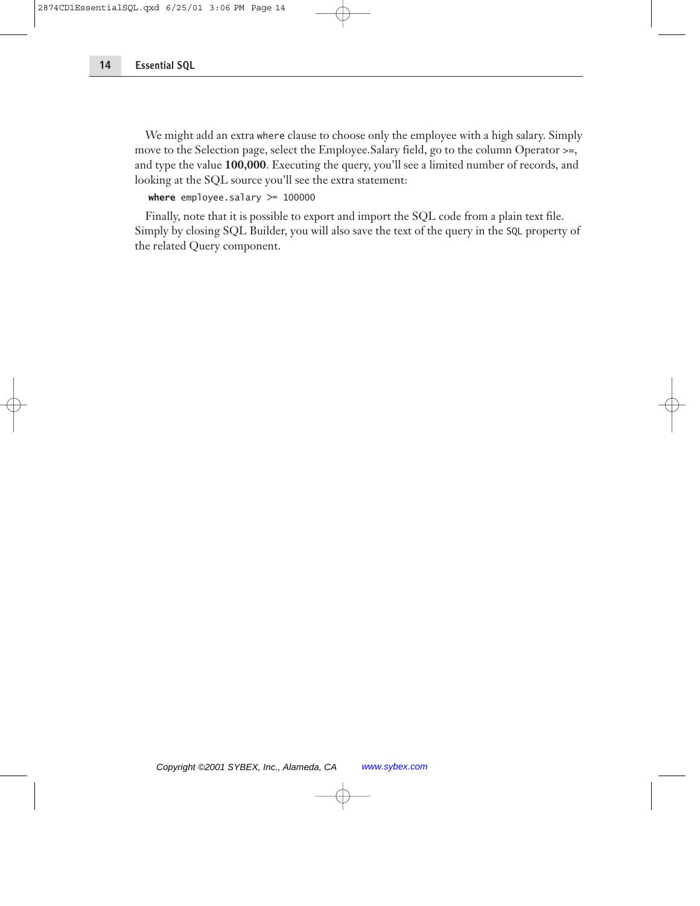We might add an extra `where` clause to choose only the employee with a high salary. Simply move to the Selection page, select the Employee.Salary field, go to the column Operator `>=`, and type the value **100,000**. Executing the query, you'll see a limited number of records, and looking at the SQL source you'll see the extra statement:

```
where employee.salary >= 100000
```

Finally, note that it is possible to export and import the SQL code from a plain text file. Simply by closing SQL Builder, you will also save the text of the query in the `SQL` property of the related Query component.